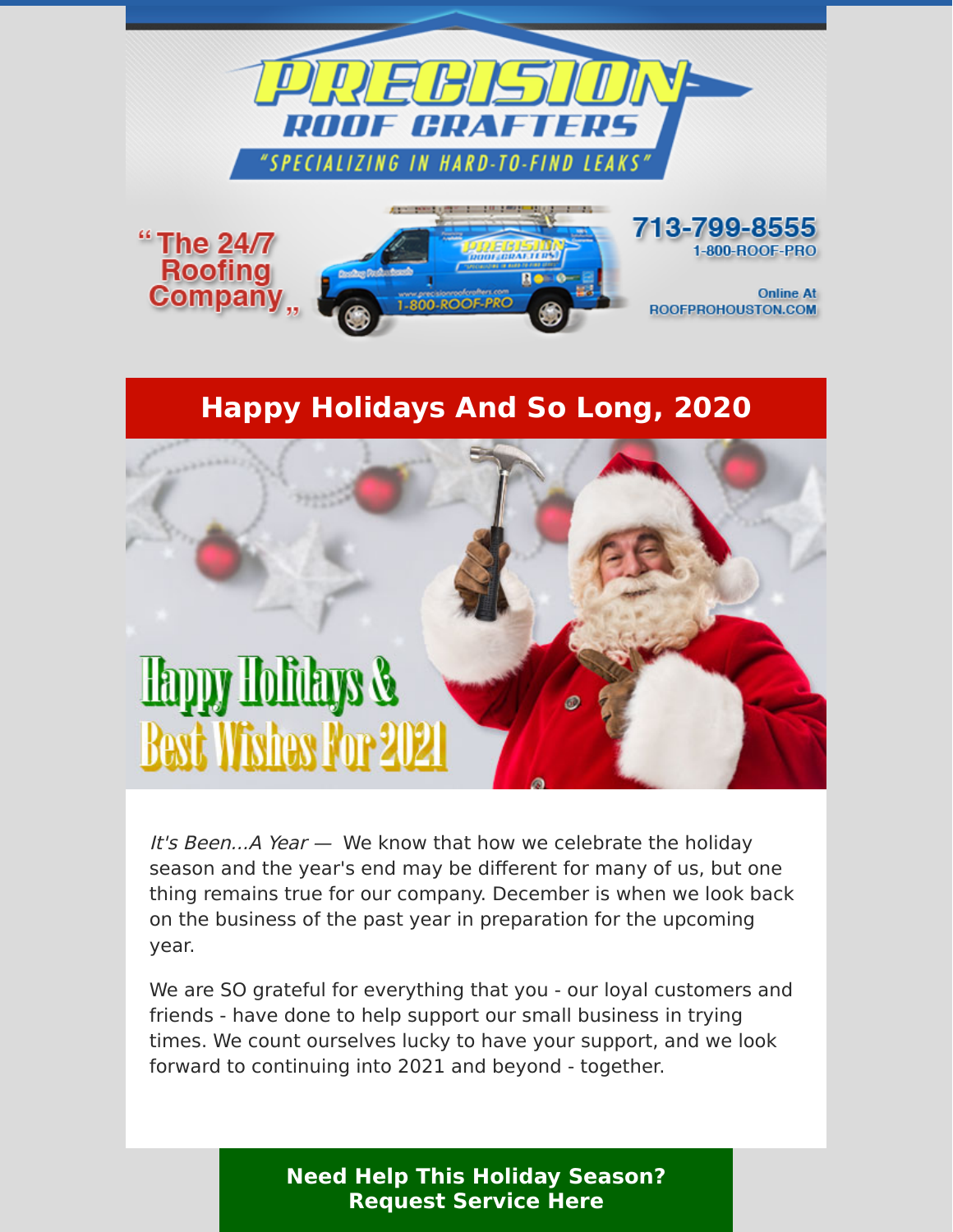# PRECISION ROOF CRAFTERS

"SPECIALIZING IN HARD-TO-FIND LEAKS"

"The 24/7 Roofing Company"

713-799-8555
1-800-ROOF-PRO

Online At ROOFPROHOUSTON.COM

## Happy Holidays And So Long, 2020

Happy Holidays & Best Wishes For 2021

*It's Been...A Year* — We know that how we celebrate the holiday season and the year's end may be different for many of us, but one thing remains true for our company. December is when we look back on the business of the past year in preparation for the upcoming year.

We are SO grateful for everything that you - our loyal customers and friends - have done to help support our small business in trying times. We count ourselves lucky to have your support, and we look forward to continuing into 2021 and beyond - together.

**Need Help This Holiday Season? Request Service Here**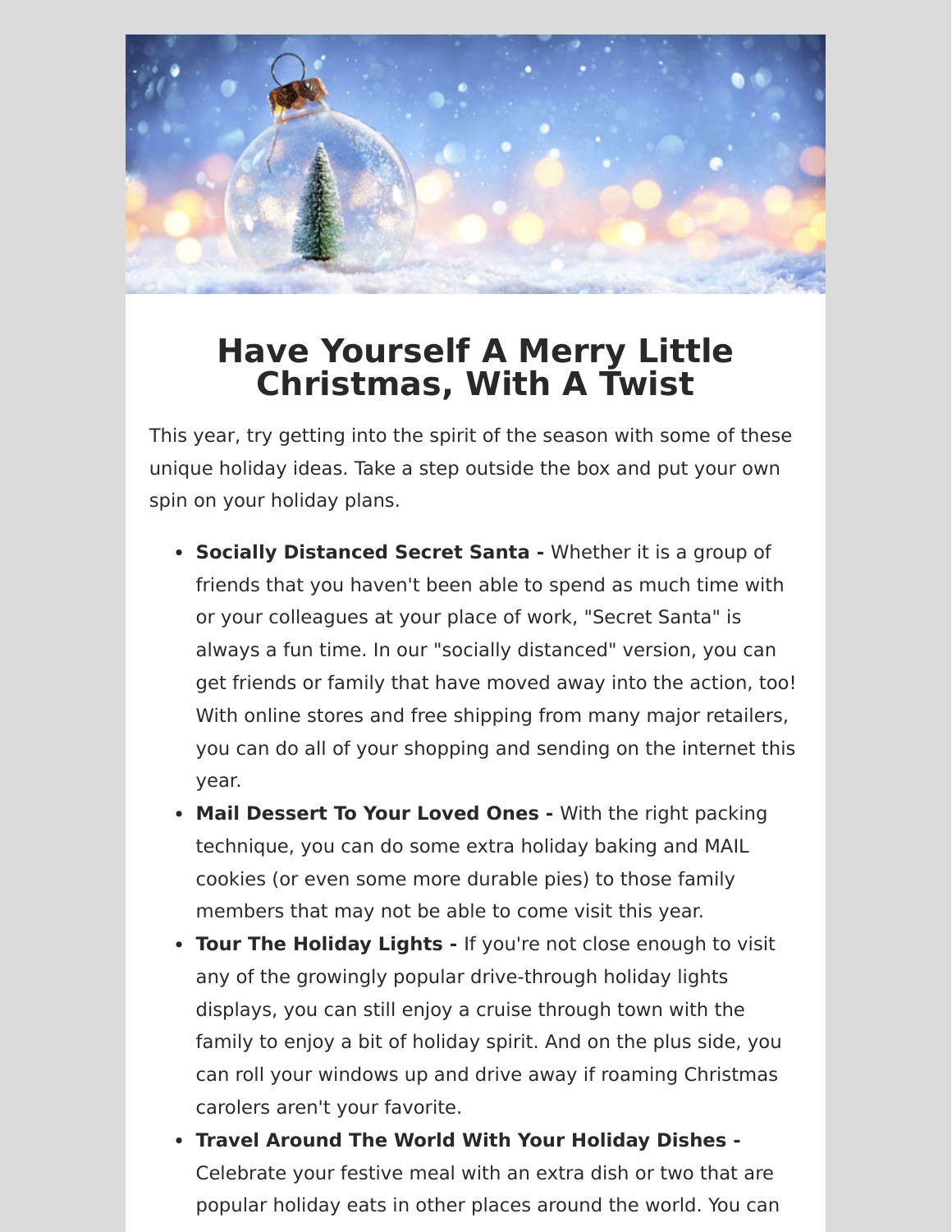# Have Yourself A Merry Little Christmas, With A Twist

This year, try getting into the spirit of the season with some of these unique holiday ideas. Take a step outside the box and put your own spin on your holiday plans.

- **Socially Distanced Secret Santa -** Whether it is a group of friends that you haven't been able to spend as much time with or your colleagues at your place of work, "Secret Santa" is always a fun time. In our "socially distanced" version, you can get friends or family that have moved away into the action, too! With online stores and free shipping from many major retailers, you can do all of your shopping and sending on the internet this year.
- **Mail Dessert To Your Loved Ones -** With the right packing technique, you can do some extra holiday baking and MAIL cookies (or even some more durable pies) to those family members that may not be able to come visit this year.
- **Tour The Holiday Lights -** If you're not close enough to visit any of the growingly popular drive-through holiday lights displays, you can still enjoy a cruise through town with the family to enjoy a bit of holiday spirit. And on the plus side, you can roll your windows up and drive away if roaming Christmas carolers aren't your favorite.
- **Travel Around The World With Your Holiday Dishes -** Celebrate your festive meal with an extra dish or two that are popular holiday eats in other places around the world. You can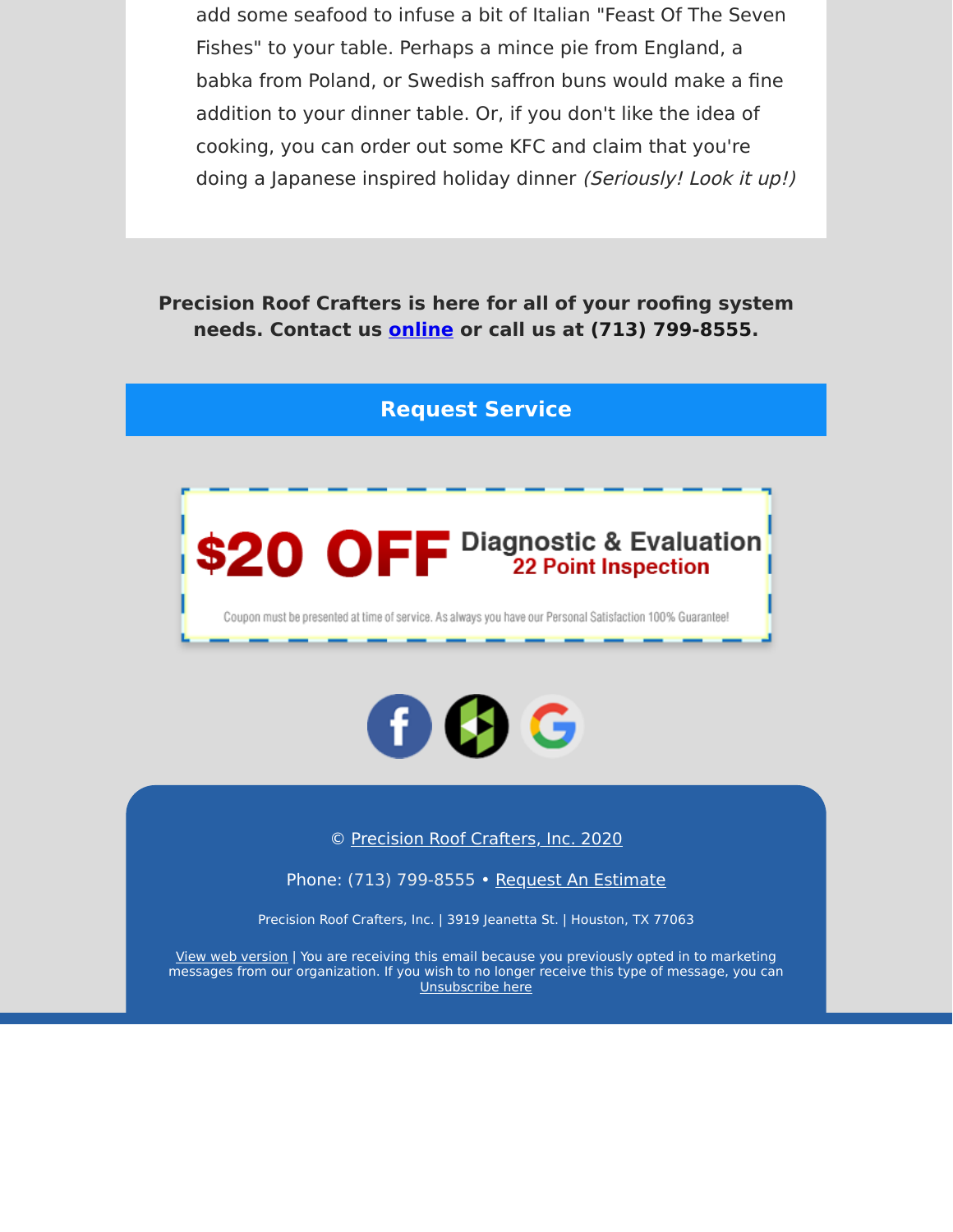add some seafood to infuse a bit of Italian "Feast Of The Seven Fishes" to your table. Perhaps a mince pie from England, a babka from Poland, or Swedish saffron buns would make a fine addition to your dinner table. Or, if you don't like the idea of cooking, you can order out some KFC and claim that you're doing a Japanese inspired holiday dinner *(Seriously! Look it up!)*

**Precision Roof Crafters is here for all of your roofing system needs. Contact us online or call us at (713) 799-8555.**

**Request Service**

**$20 OFF** Diagnostic & Evaluation
22 Point Inspection

Coupon must be presented at time of service. As always you have our Personal Satisfaction 100% Guarantee!

© Precision Roof Crafters, Inc. 2020

Phone: (713) 799-8555 • Request An Estimate

Precision Roof Crafters, Inc. | 3919 Jeanetta St. | Houston, TX 77063

View web version | You are receiving this email because you previously opted in to marketing messages from our organization. If you wish to no longer receive this type of message, you can Unsubscribe here